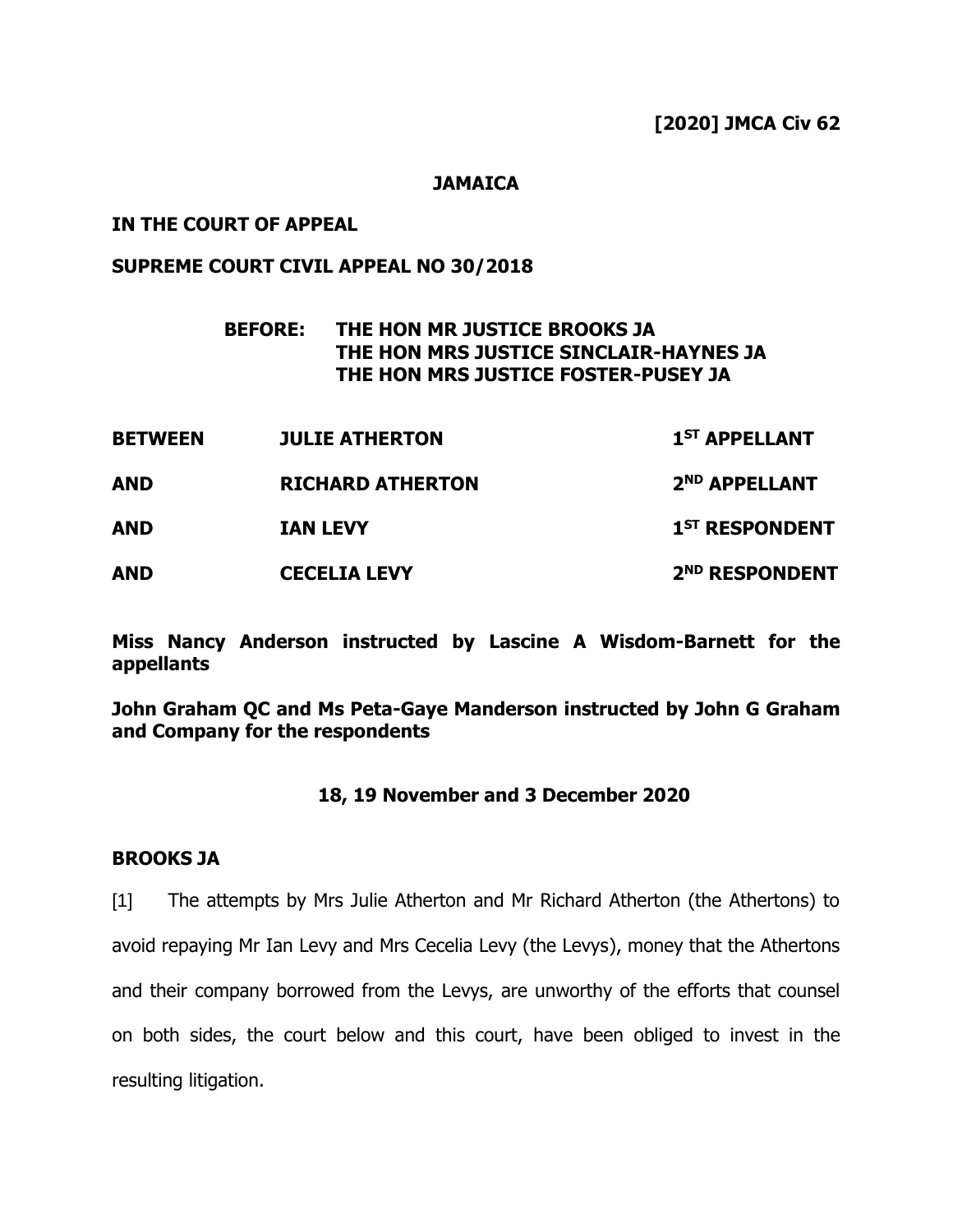**[2020] JMCA Civ 62**

**JAMAICA**

**IN THE COURT OF APPEAL**

**SUPREME COURT CIVIL APPEAL NO 30/2018**

**BEFORE: THE HON MR JUSTICE BROOKS JA**
**THE HON MRS JUSTICE SINCLAIR-HAYNES JA**
**THE HON MRS JUSTICE FOSTER-PUSEY JA**

| | | |
|---|---|---|
| **BETWEEN** | **JULIE ATHERTON** | **1ST APPELLANT** |
| **AND** | **RICHARD ATHERTON** | **2ND APPELLANT** |
| **AND** | **IAN LEVY** | **1ST RESPONDENT** |
| **AND** | **CECELIA LEVY** | **2ND RESPONDENT** |

**Miss Nancy Anderson instructed by Lascine A Wisdom-Barnett for the appellants**

**John Graham QC and Ms Peta-Gaye Manderson instructed by John G Graham and Company for the respondents**

**18, 19 November and 3 December 2020**

**BROOKS JA**

[1] The attempts by Mrs Julie Atherton and Mr Richard Atherton (the Athertons) to avoid repaying Mr Ian Levy and Mrs Cecelia Levy (the Levys), money that the Athertons and their company borrowed from the Levys, are unworthy of the efforts that counsel on both sides, the court below and this court, have been obliged to invest in the resulting litigation.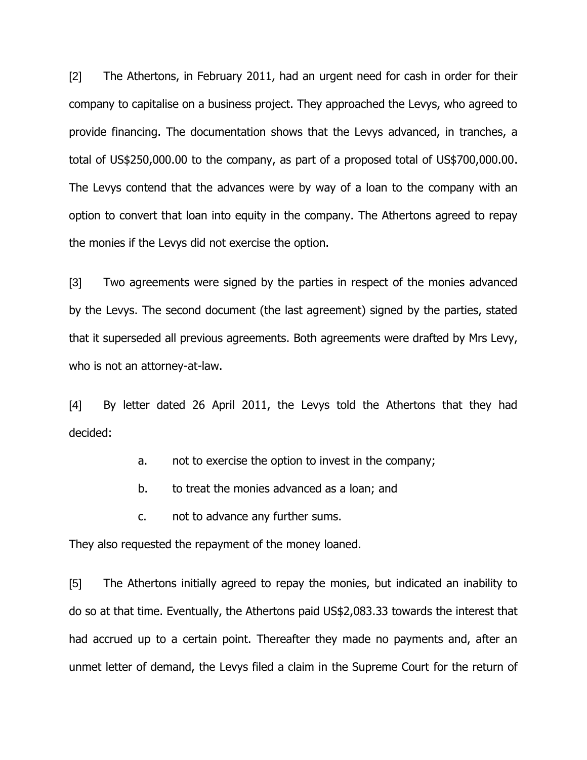[2] The Athertons, in February 2011, had an urgent need for cash in order for their company to capitalise on a business project. They approached the Levys, who agreed to provide financing. The documentation shows that the Levys advanced, in tranches, a total of US$250,000.00 to the company, as part of a proposed total of US$700,000.00. The Levys contend that the advances were by way of a loan to the company with an option to convert that loan into equity in the company. The Athertons agreed to repay the monies if the Levys did not exercise the option.

[3] Two agreements were signed by the parties in respect of the monies advanced by the Levys. The second document (the last agreement) signed by the parties, stated that it superseded all previous agreements. Both agreements were drafted by Mrs Levy, who is not an attorney-at-law.

[4] By letter dated 26 April 2011, the Levys told the Athertons that they had decided:

> a. not to exercise the option to invest in the company;
>
> b. to treat the monies advanced as a loan; and
>
> c. not to advance any further sums.

They also requested the repayment of the money loaned.

[5] The Athertons initially agreed to repay the monies, but indicated an inability to do so at that time. Eventually, the Athertons paid US$2,083.33 towards the interest that had accrued up to a certain point. Thereafter they made no payments and, after an unmet letter of demand, the Levys filed a claim in the Supreme Court for the return of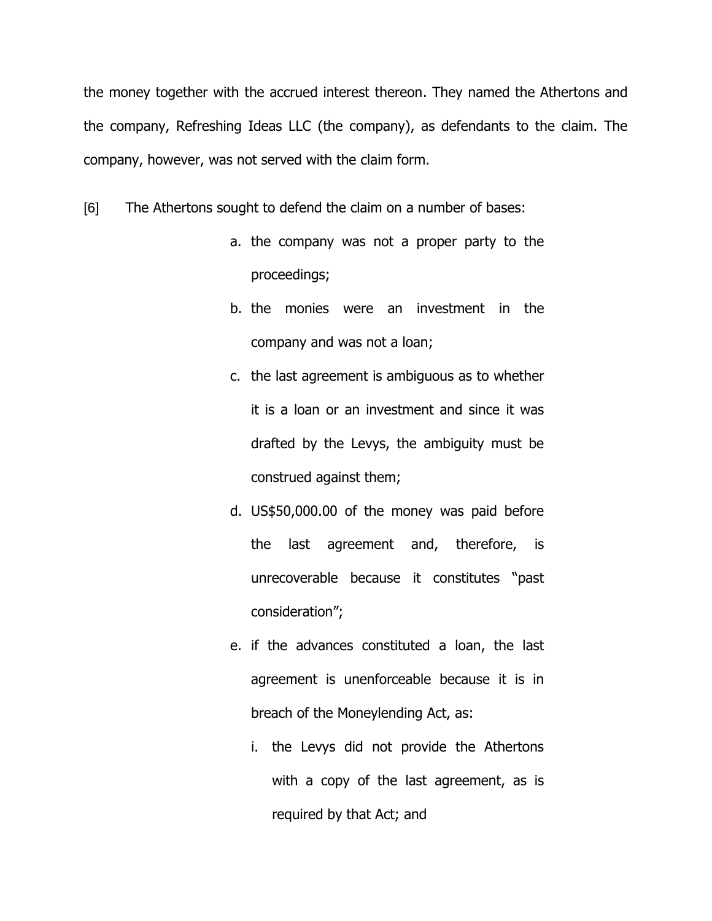the money together with the accrued interest thereon. They named the Athertons and the company, Refreshing Ideas LLC (the company), as defendants to the claim. The company, however, was not served with the claim form.

[6] The Athertons sought to defend the claim on a number of bases:

a. the company was not a proper party to the proceedings;

b. the monies were an investment in the company and was not a loan;

c. the last agreement is ambiguous as to whether it is a loan or an investment and since it was drafted by the Levys, the ambiguity must be construed against them;

d. US$50,000.00 of the money was paid before the last agreement and, therefore, is unrecoverable because it constitutes "past consideration";

e. if the advances constituted a loan, the last agreement is unenforceable because it is in breach of the Moneylending Act, as:

   i. the Levys did not provide the Athertons with a copy of the last agreement, as is required by that Act; and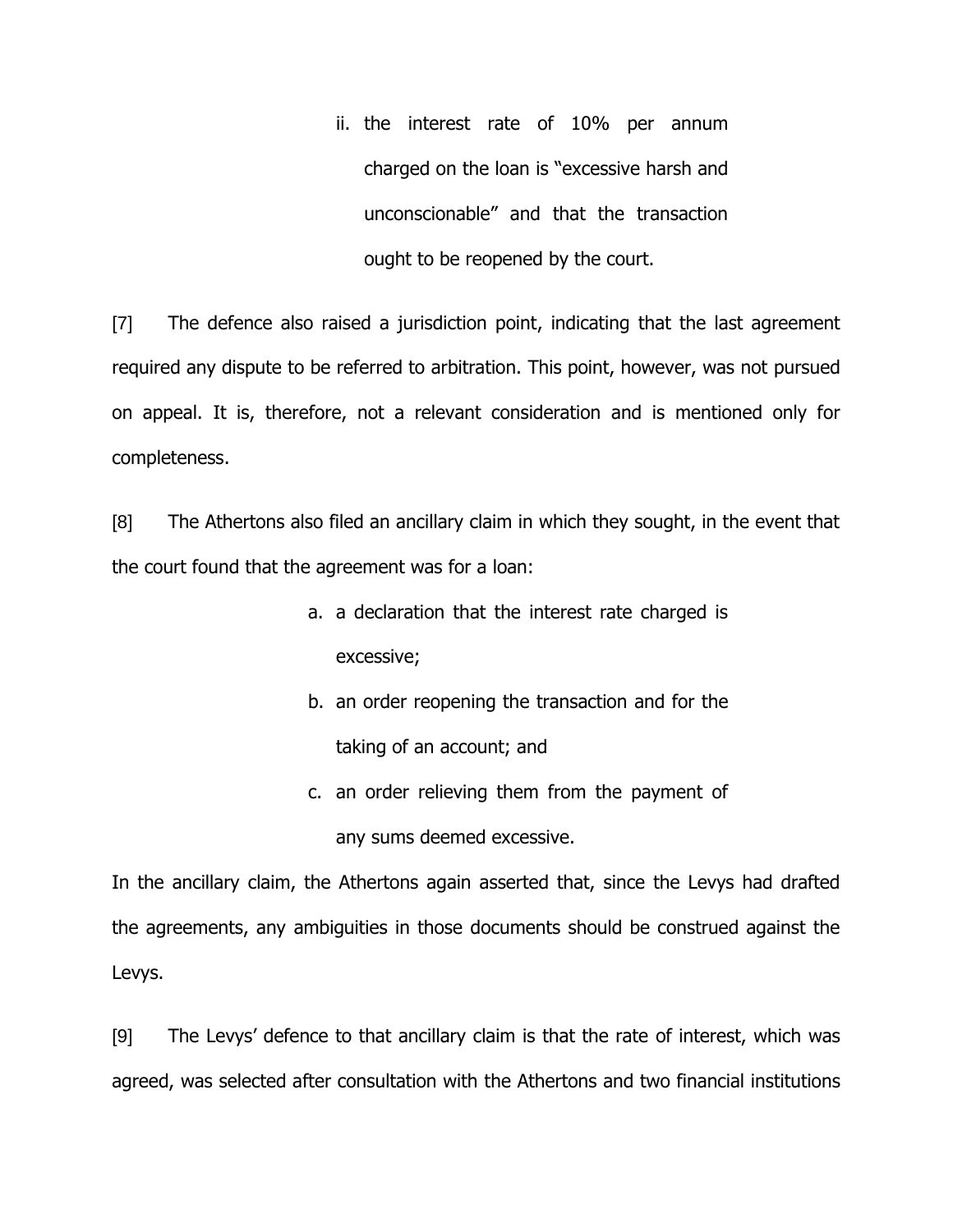ii. the interest rate of 10% per annum charged on the loan is "excessive harsh and unconscionable" and that the transaction ought to be reopened by the court.

[7] The defence also raised a jurisdiction point, indicating that the last agreement required any dispute to be referred to arbitration. This point, however, was not pursued on appeal. It is, therefore, not a relevant consideration and is mentioned only for completeness.

[8] The Athertons also filed an ancillary claim in which they sought, in the event that the court found that the agreement was for a loan:

a. a declaration that the interest rate charged is excessive;

b. an order reopening the transaction and for the taking of an account; and

c. an order relieving them from the payment of any sums deemed excessive.

In the ancillary claim, the Athertons again asserted that, since the Levys had drafted the agreements, any ambiguities in those documents should be construed against the Levys.

[9] The Levys' defence to that ancillary claim is that the rate of interest, which was agreed, was selected after consultation with the Athertons and two financial institutions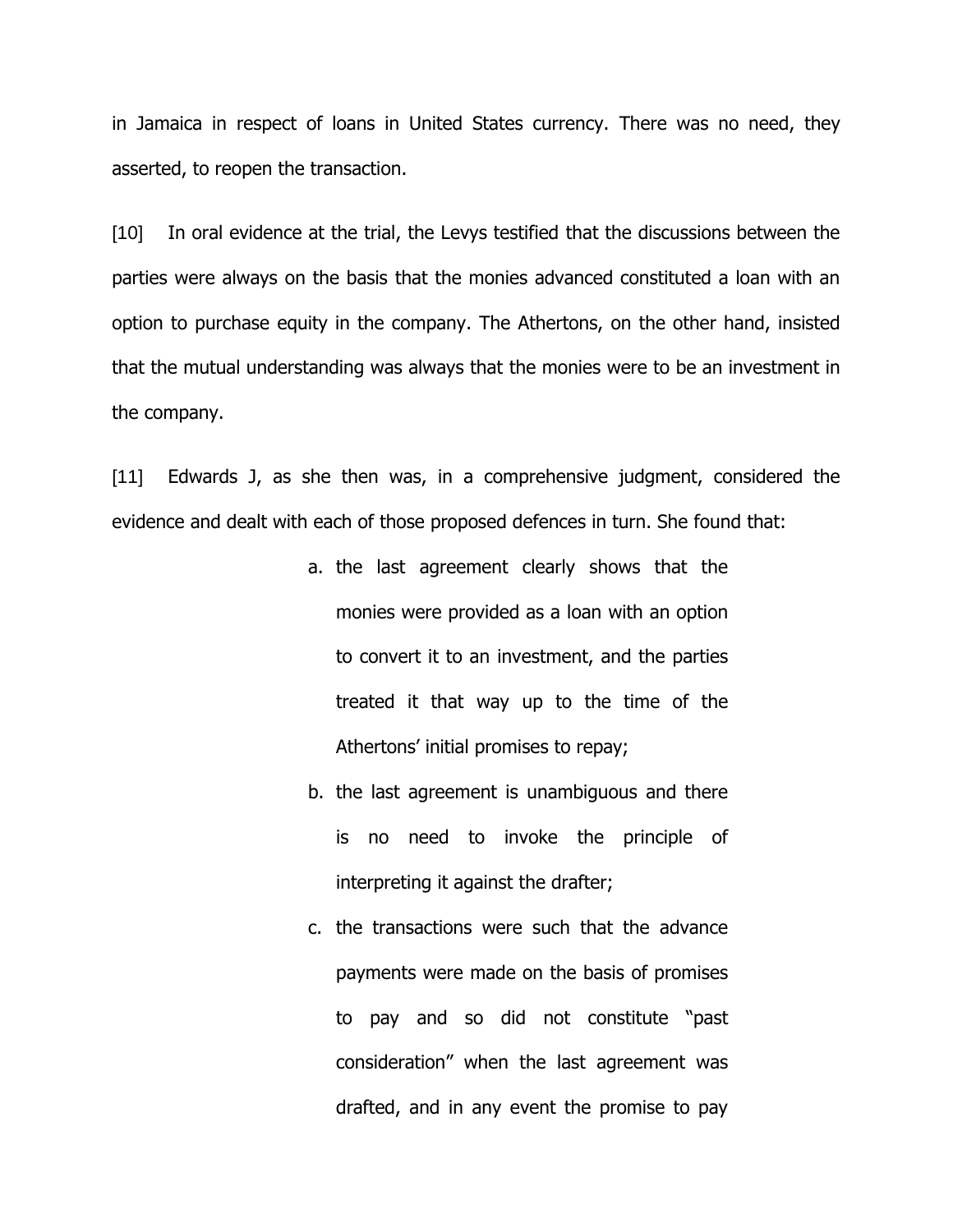in Jamaica in respect of loans in United States currency. There was no need, they asserted, to reopen the transaction.

[10] In oral evidence at the trial, the Levys testified that the discussions between the parties were always on the basis that the monies advanced constituted a loan with an option to purchase equity in the company. The Athertons, on the other hand, insisted that the mutual understanding was always that the monies were to be an investment in the company.

[11] Edwards J, as she then was, in a comprehensive judgment, considered the evidence and dealt with each of those proposed defences in turn. She found that:

a. the last agreement clearly shows that the monies were provided as a loan with an option to convert it to an investment, and the parties treated it that way up to the time of the Athertons' initial promises to repay;
b. the last agreement is unambiguous and there is no need to invoke the principle of interpreting it against the drafter;
c. the transactions were such that the advance payments were made on the basis of promises to pay and so did not constitute "past consideration" when the last agreement was drafted, and in any event the promise to pay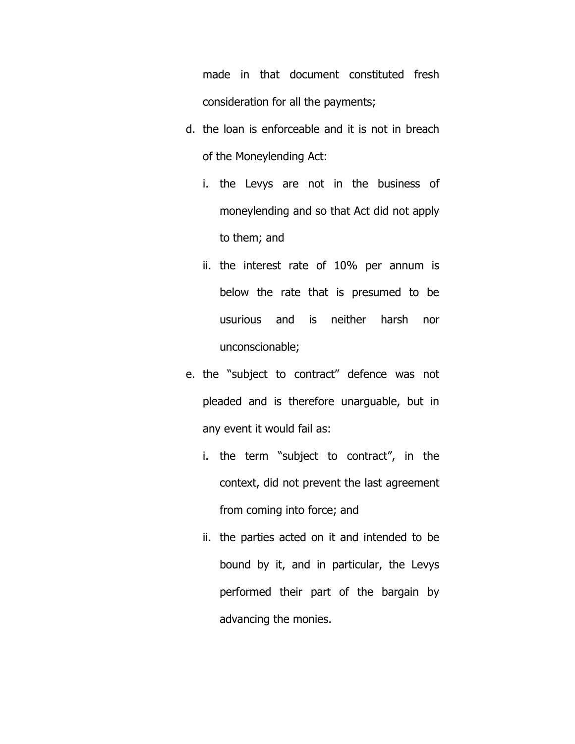made in that document constituted fresh consideration for all the payments;

d. the loan is enforceable and it is not in breach of the Moneylending Act:

   i. the Levys are not in the business of moneylending and so that Act did not apply to them; and

   ii. the interest rate of 10% per annum is below the rate that is presumed to be usurious and is neither harsh nor unconscionable;

e. the "subject to contract" defence was not pleaded and is therefore unarguable, but in any event it would fail as:

   i. the term "subject to contract", in the context, did not prevent the last agreement from coming into force; and

   ii. the parties acted on it and intended to be bound by it, and in particular, the Levys performed their part of the bargain by advancing the monies.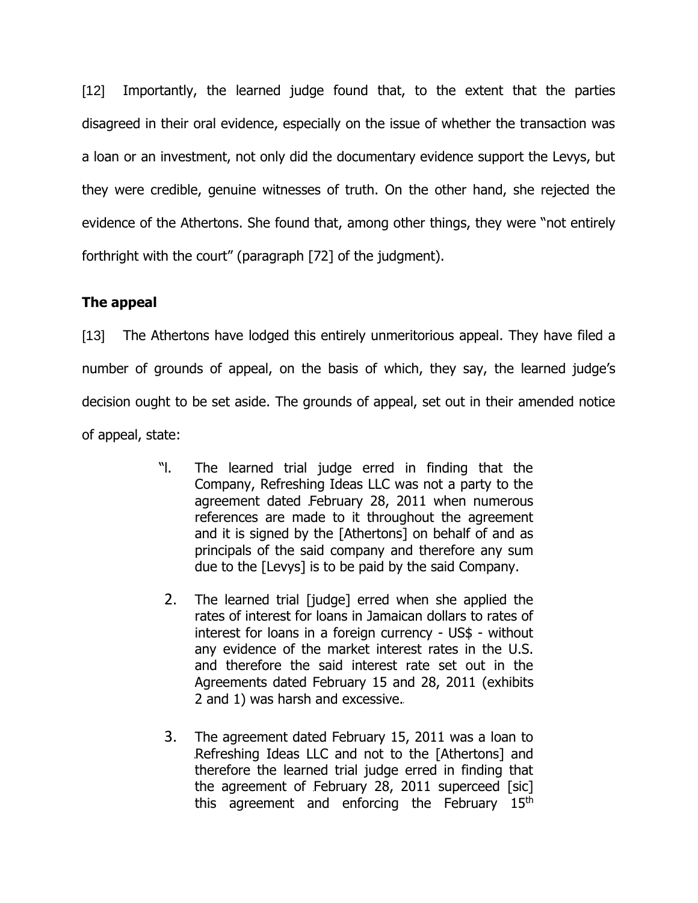[12] Importantly, the learned judge found that, to the extent that the parties disagreed in their oral evidence, especially on the issue of whether the transaction was a loan or an investment, not only did the documentary evidence support the Levys, but they were credible, genuine witnesses of truth. On the other hand, she rejected the evidence of the Athertons. She found that, among other things, they were "not entirely forthright with the court" (paragraph [72] of the judgment).

**The appeal**

[13] The Athertons have lodged this entirely unmeritorious appeal. They have filed a number of grounds of appeal, on the basis of which, they say, the learned judge's decision ought to be set aside. The grounds of appeal, set out in their amended notice of appeal, state:

> "l. The learned trial judge erred in finding that the Company, Refreshing Ideas LLC was not a party to the agreement dated February 28, 2011 when numerous references are made to it throughout the agreement and it is signed by the [Athertons] on behalf of and as principals of the said company and therefore any sum due to the [Levys] is to be paid by the said Company.
>
> 2. The learned trial [judge] erred when she applied the rates of interest for loans in Jamaican dollars to rates of interest for loans in a foreign currency - US$ - without any evidence of the market interest rates in the U.S. and therefore the said interest rate set out in the Agreements dated February 15 and 28, 2011 (exhibits 2 and 1) was harsh and excessive.
>
> 3. The agreement dated February 15, 2011 was a loan to Refreshing Ideas LLC and not to the [Athertons] and therefore the learned trial judge erred in finding that the agreement of February 28, 2011 superceed [sic] this agreement and enforcing the February 15th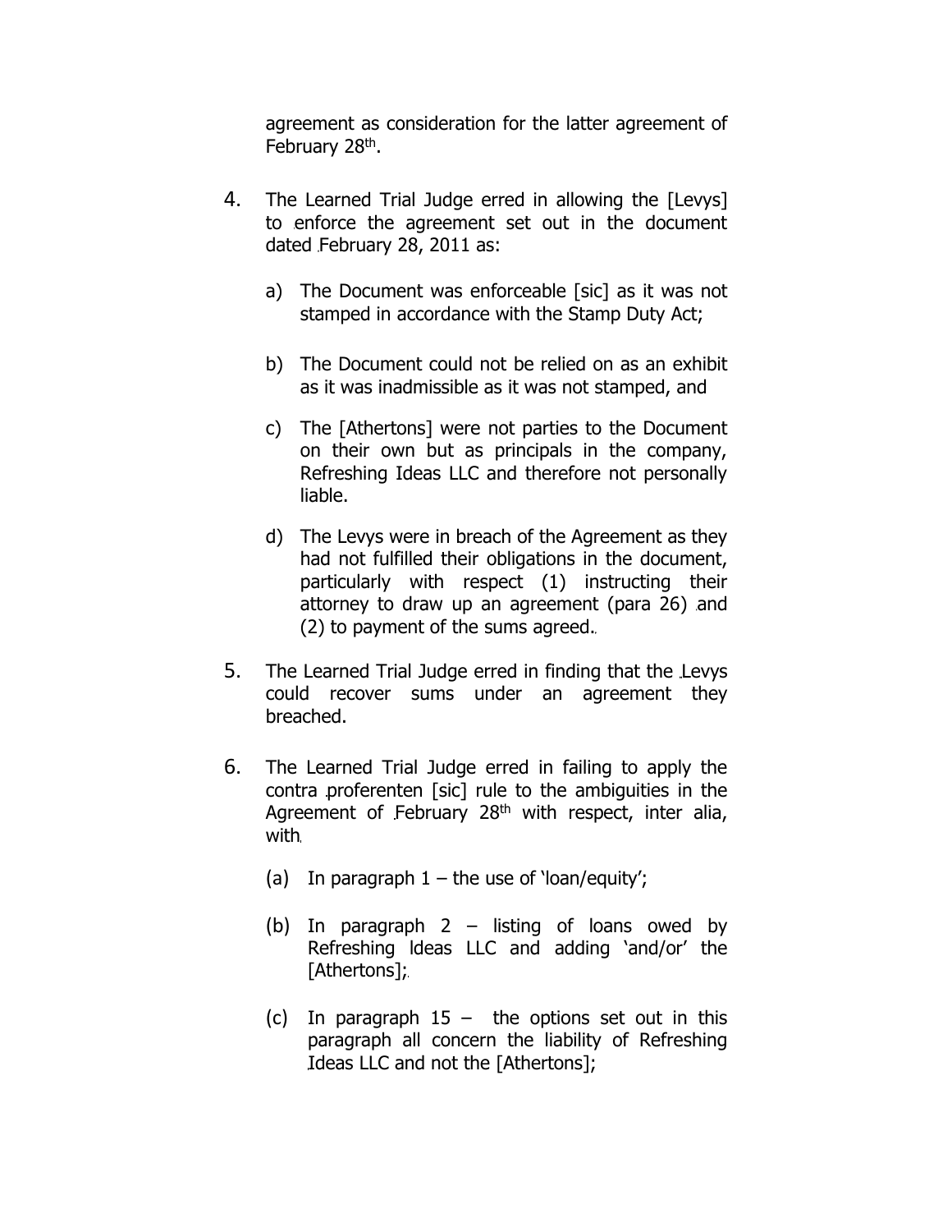agreement as consideration for the latter agreement of February 28th.

4. The Learned Trial Judge erred in allowing the [Levys] to enforce the agreement set out in the document dated February 28, 2011 as:

   a) The Document was enforceable [sic] as it was not stamped in accordance with the Stamp Duty Act;

   b) The Document could not be relied on as an exhibit as it was inadmissible as it was not stamped, and

   c) The [Athertons] were not parties to the Document on their own but as principals in the company, Refreshing Ideas LLC and therefore not personally liable.

   d) The Levys were in breach of the Agreement as they had not fulfilled their obligations in the document, particularly with respect (1) instructing their attorney to draw up an agreement (para 26) and (2) to payment of the sums agreed.

5. The Learned Trial Judge erred in finding that the Levys could recover sums under an agreement they breached.

6. The Learned Trial Judge erred in failing to apply the contra proferenten [sic] rule to the ambiguities in the Agreement of February 28th with respect, inter alia, with

   (a) In paragraph 1 – the use of 'loan/equity';

   (b) In paragraph 2 – listing of loans owed by Refreshing Ideas LLC and adding 'and/or' the [Athertons];

   (c) In paragraph 15 – the options set out in this paragraph all concern the liability of Refreshing Ideas LLC and not the [Athertons];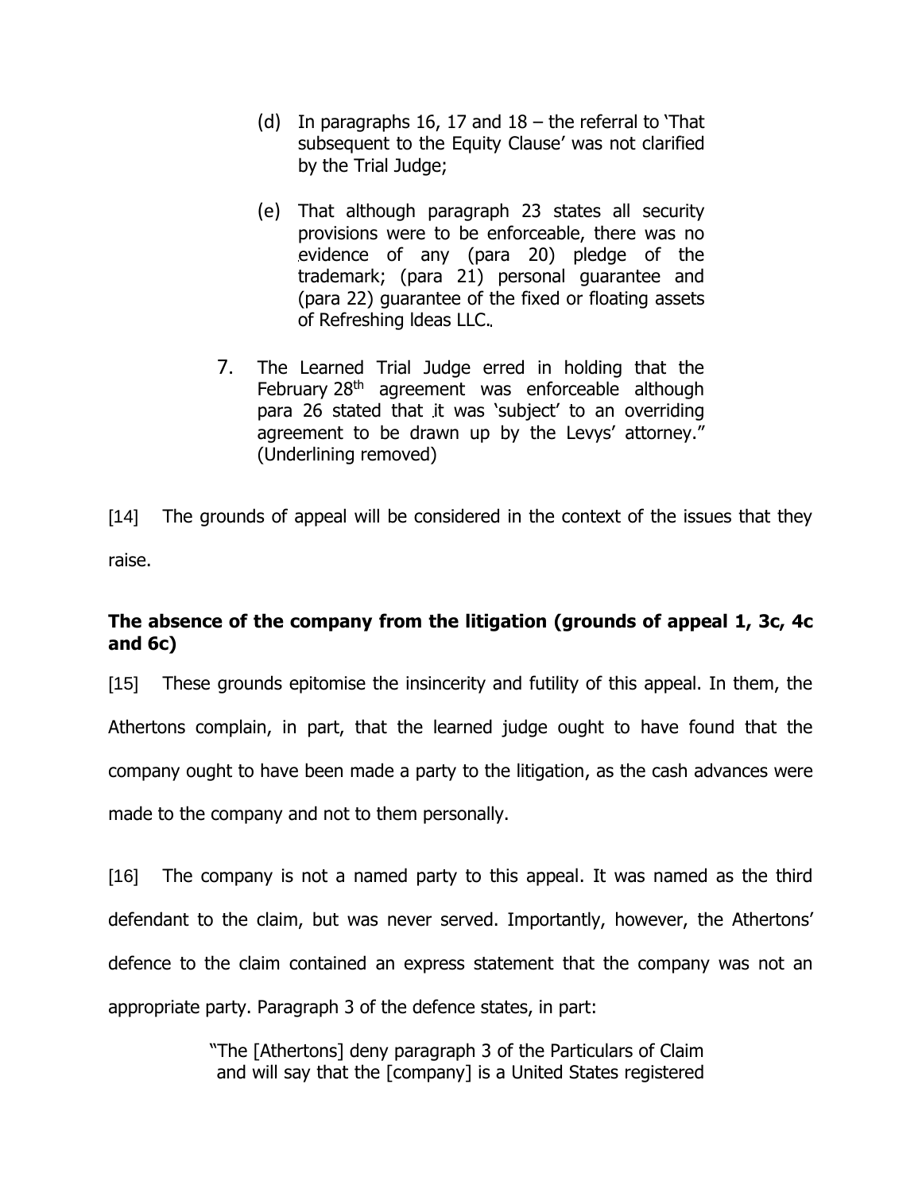(d) In paragraphs 16, 17 and 18 – the referral to 'That subsequent to the Equity Clause' was not clarified by the Trial Judge;

(e) That although paragraph 23 states all security provisions were to be enforceable, there was no evidence of any (para 20) pledge of the trademark; (para 21) personal guarantee and (para 22) guarantee of the fixed or floating assets of Refreshing Ideas LLC.

7. The Learned Trial Judge erred in holding that the February 28th agreement was enforceable although para 26 stated that it was 'subject' to an overriding agreement to be drawn up by the Levys' attorney." (Underlining removed)

[14] The grounds of appeal will be considered in the context of the issues that they raise.

**The absence of the company from the litigation (grounds of appeal 1, 3c, 4c and 6c)**

[15] These grounds epitomise the insincerity and futility of this appeal. In them, the Athertons complain, in part, that the learned judge ought to have found that the company ought to have been made a party to the litigation, as the cash advances were made to the company and not to them personally.

[16] The company is not a named party to this appeal. It was named as the third defendant to the claim, but was never served. Importantly, however, the Athertons' defence to the claim contained an express statement that the company was not an appropriate party. Paragraph 3 of the defence states, in part:

> "The [Athertons] deny paragraph 3 of the Particulars of Claim and will say that the [company] is a United States registered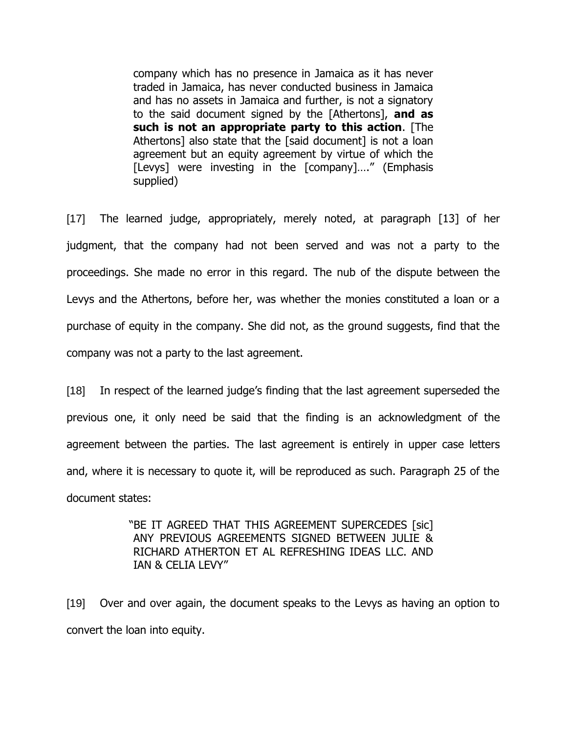> company which has no presence in Jamaica as it has never traded in Jamaica, has never conducted business in Jamaica and has no assets in Jamaica and further, is not a signatory to the said document signed by the [Athertons], **and as such is not an appropriate party to this action**. [The Athertons] also state that the [said document] is not a loan agreement but an equity agreement by virtue of which the [Levys] were investing in the [company]…." (Emphasis supplied)

[17] The learned judge, appropriately, merely noted, at paragraph [13] of her judgment, that the company had not been served and was not a party to the proceedings. She made no error in this regard. The nub of the dispute between the Levys and the Athertons, before her, was whether the monies constituted a loan or a purchase of equity in the company. She did not, as the ground suggests, find that the company was not a party to the last agreement.

[18] In respect of the learned judge's finding that the last agreement superseded the previous one, it only need be said that the finding is an acknowledgment of the agreement between the parties. The last agreement is entirely in upper case letters and, where it is necessary to quote it, will be reproduced as such. Paragraph 25 of the document states:

> "BE IT AGREED THAT THIS AGREEMENT SUPERCEDES [sic] ANY PREVIOUS AGREEMENTS SIGNED BETWEEN JULIE & RICHARD ATHERTON ET AL REFRESHING IDEAS LLC. AND IAN & CELIA LEVY"

[19] Over and over again, the document speaks to the Levys as having an option to convert the loan into equity.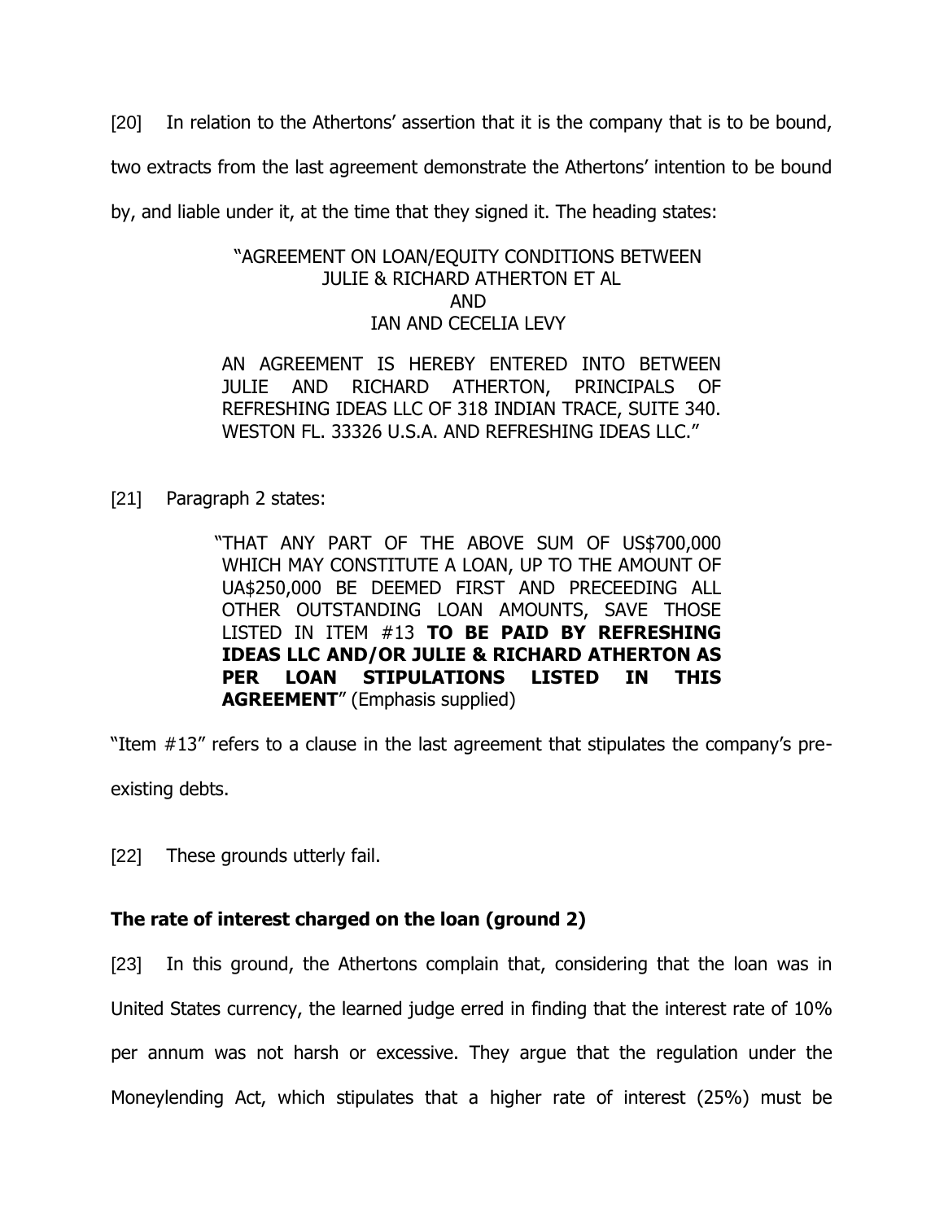[20] In relation to the Athertons' assertion that it is the company that is to be bound, two extracts from the last agreement demonstrate the Athertons' intention to be bound by, and liable under it, at the time that they signed it. The heading states:

> "AGREEMENT ON LOAN/EQUITY CONDITIONS BETWEEN
> JULIE & RICHARD ATHERTON ET AL
> AND
> IAN AND CECELIA LEVY
>
> AN AGREEMENT IS HEREBY ENTERED INTO BETWEEN JULIE AND RICHARD ATHERTON, PRINCIPALS OF REFRESHING IDEAS LLC OF 318 INDIAN TRACE, SUITE 340. WESTON FL. 33326 U.S.A. AND REFRESHING IDEAS LLC."

[21] Paragraph 2 states:

> "THAT ANY PART OF THE ABOVE SUM OF US$700,000 WHICH MAY CONSTITUTE A LOAN, UP TO THE AMOUNT OF UA$250,000 BE DEEMED FIRST AND PRECEEDING ALL OTHER OUTSTANDING LOAN AMOUNTS, SAVE THOSE LISTED IN ITEM #13 **TO BE PAID BY REFRESHING IDEAS LLC AND/OR JULIE & RICHARD ATHERTON AS PER LOAN STIPULATIONS LISTED IN THIS AGREEMENT**" (Emphasis supplied)

"Item #13" refers to a clause in the last agreement that stipulates the company's pre-existing debts.

[22] These grounds utterly fail.

**The rate of interest charged on the loan (ground 2)**

[23] In this ground, the Athertons complain that, considering that the loan was in United States currency, the learned judge erred in finding that the interest rate of 10% per annum was not harsh or excessive. They argue that the regulation under the Moneylending Act, which stipulates that a higher rate of interest (25%) must be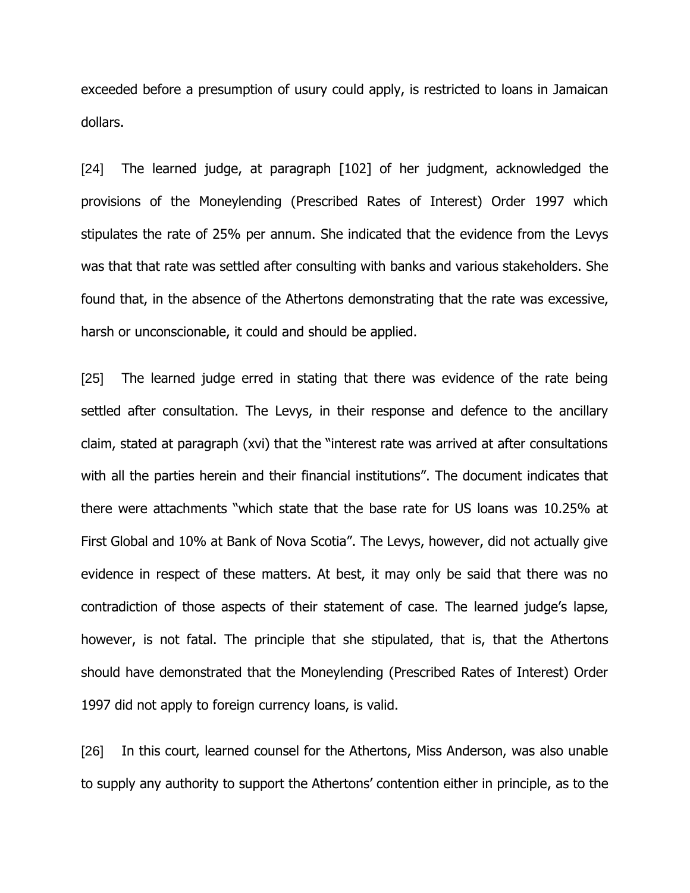exceeded before a presumption of usury could apply, is restricted to loans in Jamaican dollars.

[24] The learned judge, at paragraph [102] of her judgment, acknowledged the provisions of the Moneylending (Prescribed Rates of Interest) Order 1997 which stipulates the rate of 25% per annum. She indicated that the evidence from the Levys was that that rate was settled after consulting with banks and various stakeholders. She found that, in the absence of the Athertons demonstrating that the rate was excessive, harsh or unconscionable, it could and should be applied.

[25] The learned judge erred in stating that there was evidence of the rate being settled after consultation. The Levys, in their response and defence to the ancillary claim, stated at paragraph (xvi) that the "interest rate was arrived at after consultations with all the parties herein and their financial institutions". The document indicates that there were attachments "which state that the base rate for US loans was 10.25% at First Global and 10% at Bank of Nova Scotia". The Levys, however, did not actually give evidence in respect of these matters. At best, it may only be said that there was no contradiction of those aspects of their statement of case. The learned judge's lapse, however, is not fatal. The principle that she stipulated, that is, that the Athertons should have demonstrated that the Moneylending (Prescribed Rates of Interest) Order 1997 did not apply to foreign currency loans, is valid.

[26] In this court, learned counsel for the Athertons, Miss Anderson, was also unable to supply any authority to support the Athertons' contention either in principle, as to the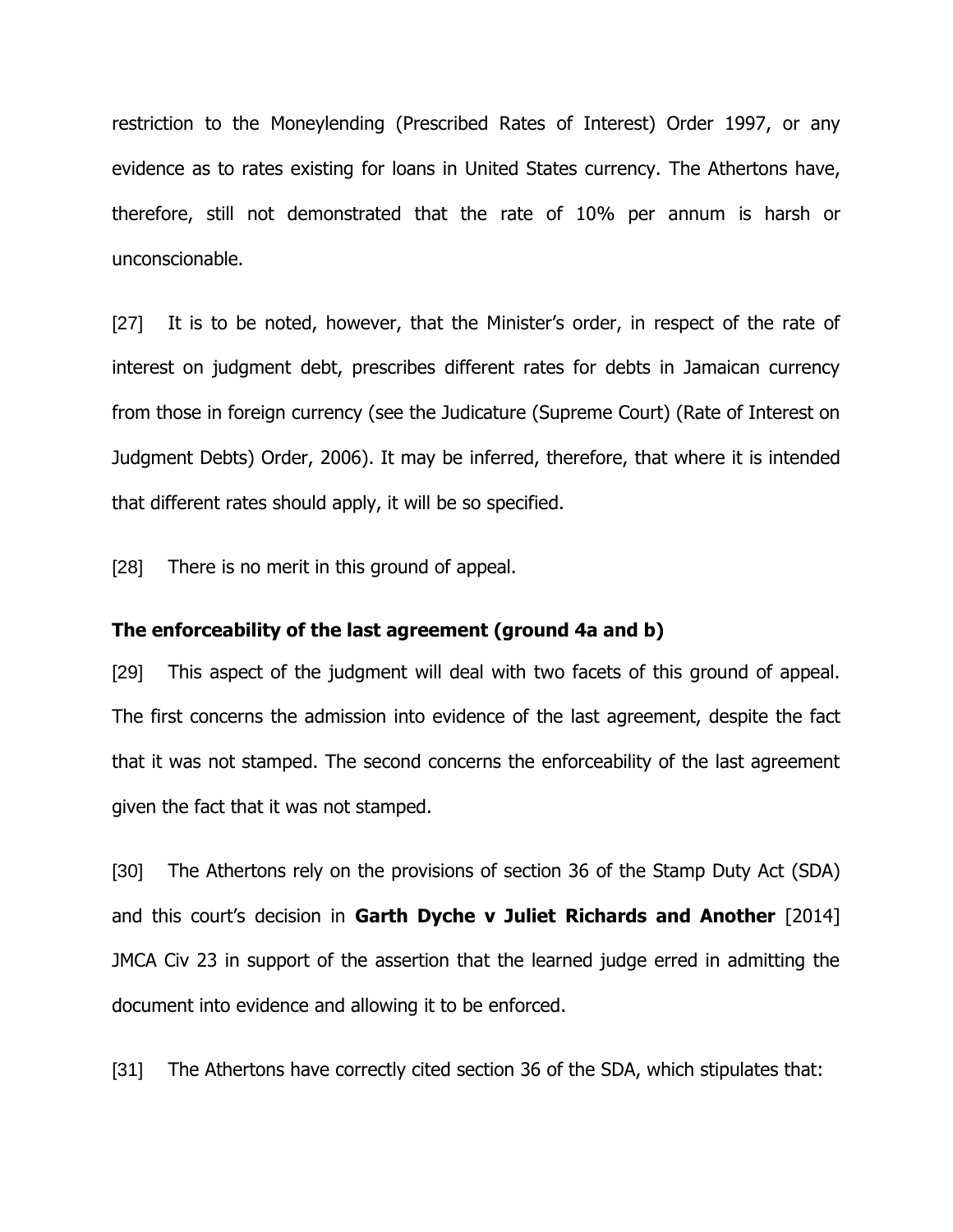restriction to the Moneylending (Prescribed Rates of Interest) Order 1997, or any evidence as to rates existing for loans in United States currency. The Athertons have, therefore, still not demonstrated that the rate of 10% per annum is harsh or unconscionable.

[27] It is to be noted, however, that the Minister's order, in respect of the rate of interest on judgment debt, prescribes different rates for debts in Jamaican currency from those in foreign currency (see the Judicature (Supreme Court) (Rate of Interest on Judgment Debts) Order, 2006). It may be inferred, therefore, that where it is intended that different rates should apply, it will be so specified.

[28] There is no merit in this ground of appeal.

**The enforceability of the last agreement (ground 4a and b)**

[29] This aspect of the judgment will deal with two facets of this ground of appeal. The first concerns the admission into evidence of the last agreement, despite the fact that it was not stamped. The second concerns the enforceability of the last agreement given the fact that it was not stamped.

[30] The Athertons rely on the provisions of section 36 of the Stamp Duty Act (SDA) and this court's decision in **Garth Dyche v Juliet Richards and Another** [2014] JMCA Civ 23 in support of the assertion that the learned judge erred in admitting the document into evidence and allowing it to be enforced.

[31] The Athertons have correctly cited section 36 of the SDA, which stipulates that: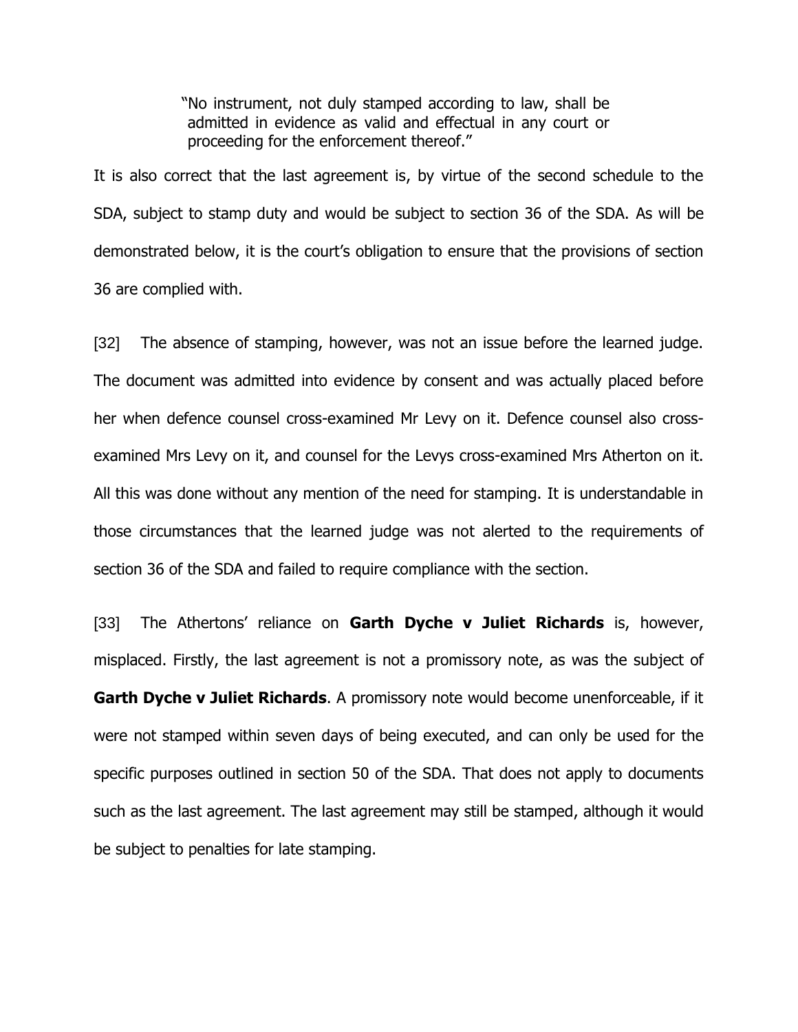> "No instrument, not duly stamped according to law, shall be admitted in evidence as valid and effectual in any court or proceeding for the enforcement thereof."

It is also correct that the last agreement is, by virtue of the second schedule to the SDA, subject to stamp duty and would be subject to section 36 of the SDA. As will be demonstrated below, it is the court's obligation to ensure that the provisions of section 36 are complied with.

[32] The absence of stamping, however, was not an issue before the learned judge. The document was admitted into evidence by consent and was actually placed before her when defence counsel cross-examined Mr Levy on it. Defence counsel also cross-examined Mrs Levy on it, and counsel for the Levys cross-examined Mrs Atherton on it. All this was done without any mention of the need for stamping. It is understandable in those circumstances that the learned judge was not alerted to the requirements of section 36 of the SDA and failed to require compliance with the section.

[33] The Athertons' reliance on **Garth Dyche v Juliet Richards** is, however, misplaced. Firstly, the last agreement is not a promissory note, as was the subject of **Garth Dyche v Juliet Richards**. A promissory note would become unenforceable, if it were not stamped within seven days of being executed, and can only be used for the specific purposes outlined in section 50 of the SDA. That does not apply to documents such as the last agreement. The last agreement may still be stamped, although it would be subject to penalties for late stamping.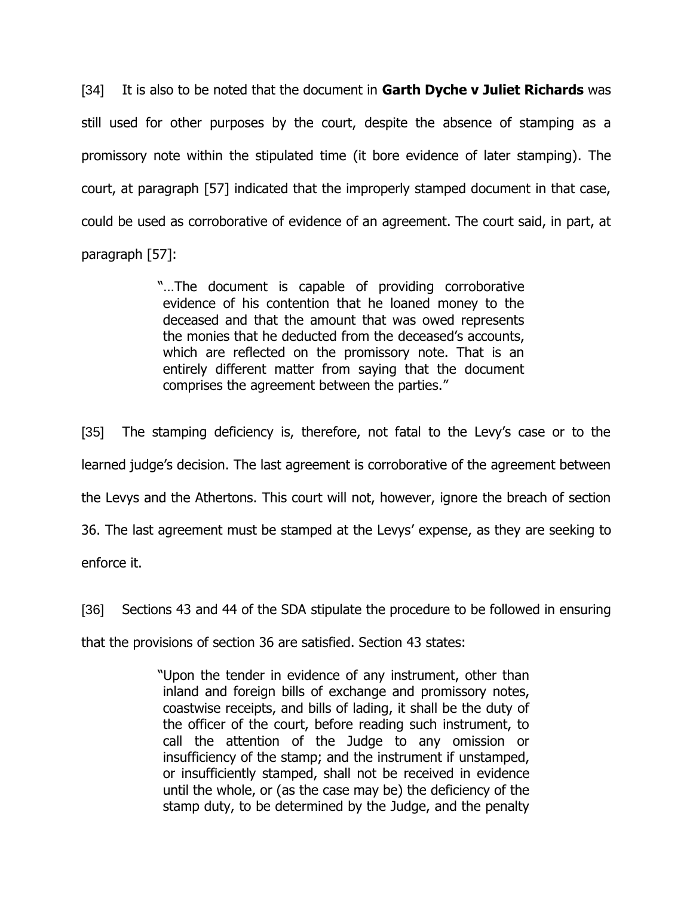[34] It is also to be noted that the document in **Garth Dyche v Juliet Richards** was still used for other purposes by the court, despite the absence of stamping as a promissory note within the stipulated time (it bore evidence of later stamping). The court, at paragraph [57] indicated that the improperly stamped document in that case, could be used as corroborative of evidence of an agreement. The court said, in part, at paragraph [57]:

> "…The document is capable of providing corroborative evidence of his contention that he loaned money to the deceased and that the amount that was owed represents the monies that he deducted from the deceased's accounts, which are reflected on the promissory note. That is an entirely different matter from saying that the document comprises the agreement between the parties."

[35] The stamping deficiency is, therefore, not fatal to the Levy's case or to the learned judge's decision. The last agreement is corroborative of the agreement between the Levys and the Athertons. This court will not, however, ignore the breach of section 36. The last agreement must be stamped at the Levys' expense, as they are seeking to enforce it.

[36] Sections 43 and 44 of the SDA stipulate the procedure to be followed in ensuring that the provisions of section 36 are satisfied. Section 43 states:

> "Upon the tender in evidence of any instrument, other than inland and foreign bills of exchange and promissory notes, coastwise receipts, and bills of lading, it shall be the duty of the officer of the court, before reading such instrument, to call the attention of the Judge to any omission or insufficiency of the stamp; and the instrument if unstamped, or insufficiently stamped, shall not be received in evidence until the whole, or (as the case may be) the deficiency of the stamp duty, to be determined by the Judge, and the penalty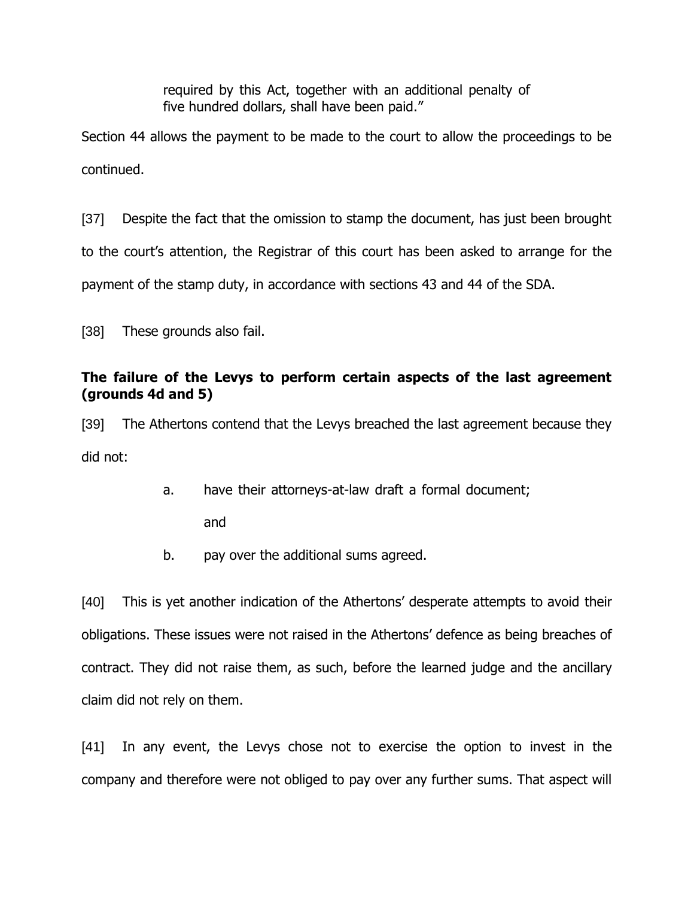> required by this Act, together with an additional penalty of five hundred dollars, shall have been paid."

Section 44 allows the payment to be made to the court to allow the proceedings to be continued.

[37] Despite the fact that the omission to stamp the document, has just been brought to the court's attention, the Registrar of this court has been asked to arrange for the payment of the stamp duty, in accordance with sections 43 and 44 of the SDA.

[38] These grounds also fail.

**The failure of the Levys to perform certain aspects of the last agreement (grounds 4d and 5)**

[39] The Athertons contend that the Levys breached the last agreement because they did not:

> a. have their attorneys-at-law draft a formal document; and
>
> b. pay over the additional sums agreed.

[40] This is yet another indication of the Athertons' desperate attempts to avoid their obligations. These issues were not raised in the Athertons' defence as being breaches of contract. They did not raise them, as such, before the learned judge and the ancillary claim did not rely on them.

[41] In any event, the Levys chose not to exercise the option to invest in the company and therefore were not obliged to pay over any further sums. That aspect will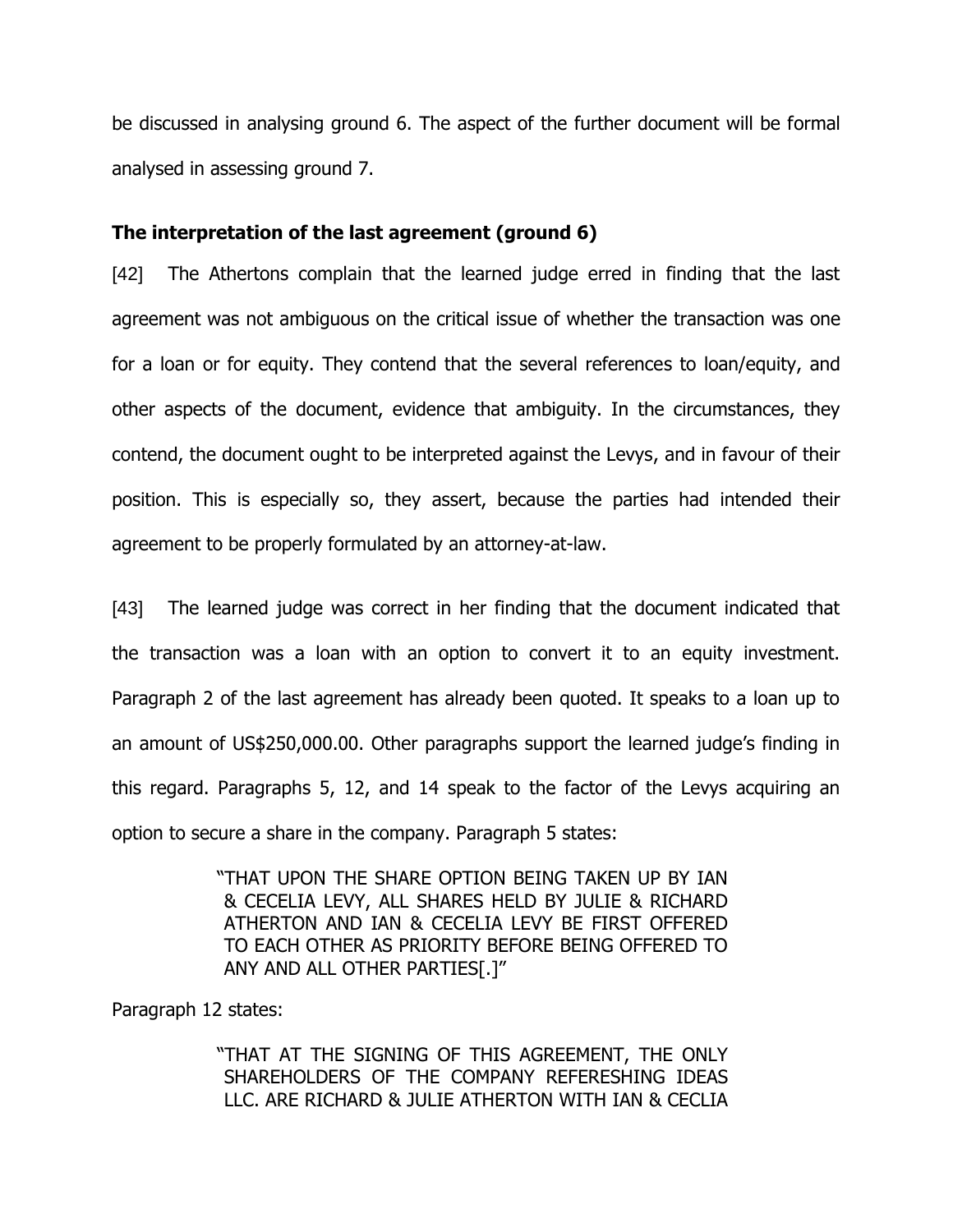be discussed in analysing ground 6. The aspect of the further document will be formal analysed in assessing ground 7.

**The interpretation of the last agreement (ground 6)**

[42] The Athertons complain that the learned judge erred in finding that the last agreement was not ambiguous on the critical issue of whether the transaction was one for a loan or for equity. They contend that the several references to loan/equity, and other aspects of the document, evidence that ambiguity. In the circumstances, they contend, the document ought to be interpreted against the Levys, and in favour of their position. This is especially so, they assert, because the parties had intended their agreement to be properly formulated by an attorney-at-law.

[43] The learned judge was correct in her finding that the document indicated that the transaction was a loan with an option to convert it to an equity investment. Paragraph 2 of the last agreement has already been quoted. It speaks to a loan up to an amount of US$250,000.00. Other paragraphs support the learned judge's finding in this regard. Paragraphs 5, 12, and 14 speak to the factor of the Levys acquiring an option to secure a share in the company. Paragraph 5 states:

> "THAT UPON THE SHARE OPTION BEING TAKEN UP BY IAN & CECELIA LEVY, ALL SHARES HELD BY JULIE & RICHARD ATHERTON AND IAN & CECELIA LEVY BE FIRST OFFERED TO EACH OTHER AS PRIORITY BEFORE BEING OFFERED TO ANY AND ALL OTHER PARTIES[.]"

Paragraph 12 states:

> "THAT AT THE SIGNING OF THIS AGREEMENT, THE ONLY SHAREHOLDERS OF THE COMPANY REFERESHING IDEAS LLC. ARE RICHARD & JULIE ATHERTON WITH IAN & CECLIA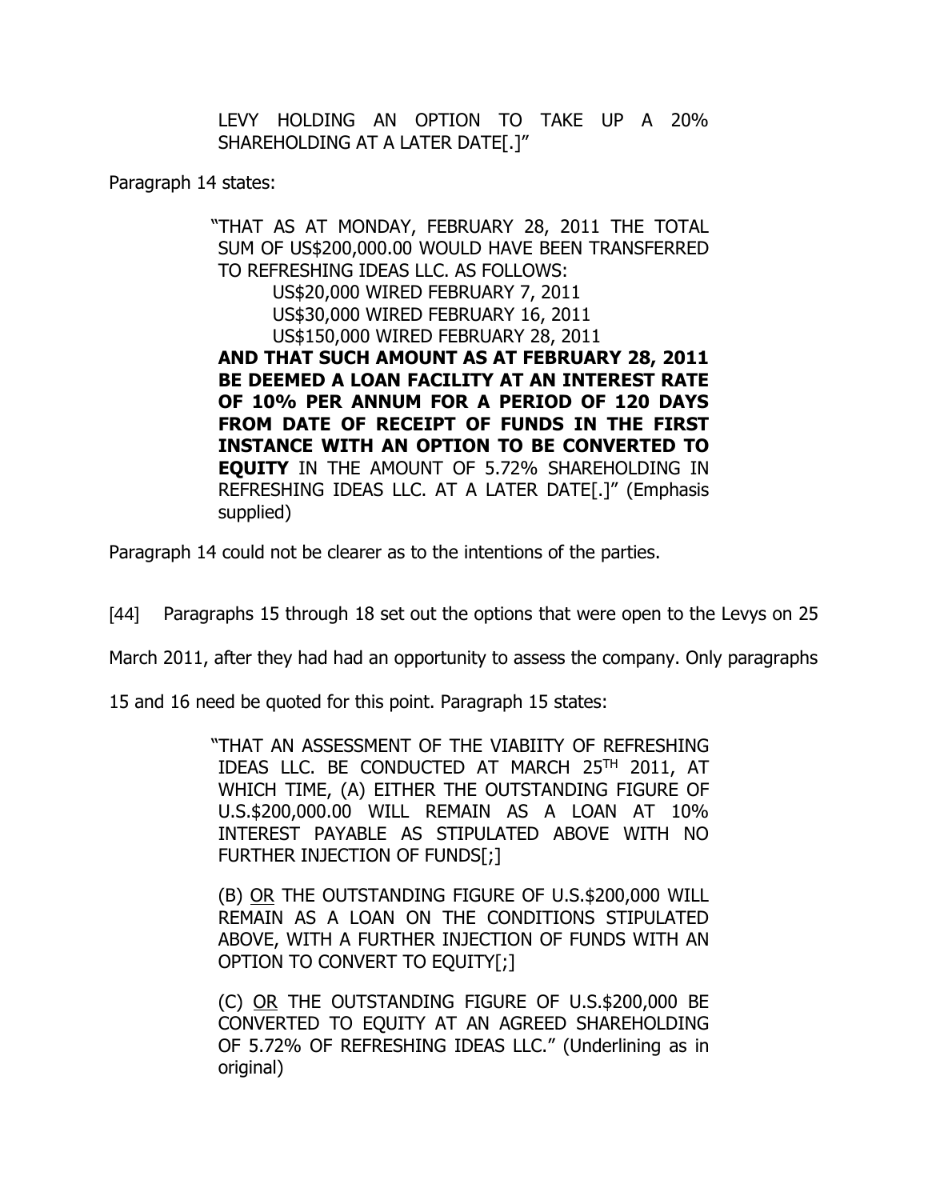> LEVY HOLDING AN OPTION TO TAKE UP A 20% SHAREHOLDING AT A LATER DATE[.]"

Paragraph 14 states:

> "THAT AS AT MONDAY, FEBRUARY 28, 2011 THE TOTAL SUM OF US$200,000.00 WOULD HAVE BEEN TRANSFERRED TO REFRESHING IDEAS LLC. AS FOLLOWS:
>
> US$20,000 WIRED FEBRUARY 7, 2011
> US$30,000 WIRED FEBRUARY 16, 2011
> US$150,000 WIRED FEBRUARY 28, 2011
>
> **AND THAT SUCH AMOUNT AS AT FEBRUARY 28, 2011 BE DEEMED A LOAN FACILITY AT AN INTEREST RATE OF 10% PER ANNUM FOR A PERIOD OF 120 DAYS FROM DATE OF RECEIPT OF FUNDS IN THE FIRST INSTANCE WITH AN OPTION TO BE CONVERTED TO EQUITY** IN THE AMOUNT OF 5.72% SHAREHOLDING IN REFRESHING IDEAS LLC. AT A LATER DATE[.]" (Emphasis supplied)

Paragraph 14 could not be clearer as to the intentions of the parties.

[44] Paragraphs 15 through 18 set out the options that were open to the Levys on 25 March 2011, after they had had an opportunity to assess the company. Only paragraphs 15 and 16 need be quoted for this point. Paragraph 15 states:

> "THAT AN ASSESSMENT OF THE VIABIITY OF REFRESHING IDEAS LLC. BE CONDUCTED AT MARCH 25TH 2011, AT WHICH TIME, (A) EITHER THE OUTSTANDING FIGURE OF U.S.$200,000.00 WILL REMAIN AS A LOAN AT 10% INTEREST PAYABLE AS STIPULATED ABOVE WITH NO FURTHER INJECTION OF FUNDS[;]
>
> (B) <u>OR</u> THE OUTSTANDING FIGURE OF U.S.$200,000 WILL REMAIN AS A LOAN ON THE CONDITIONS STIPULATED ABOVE, WITH A FURTHER INJECTION OF FUNDS WITH AN OPTION TO CONVERT TO EQUITY[;]
>
> (C) <u>OR</u> THE OUTSTANDING FIGURE OF U.S.$200,000 BE CONVERTED TO EQUITY AT AN AGREED SHAREHOLDING OF 5.72% OF REFRESHING IDEAS LLC." (Underlining as in original)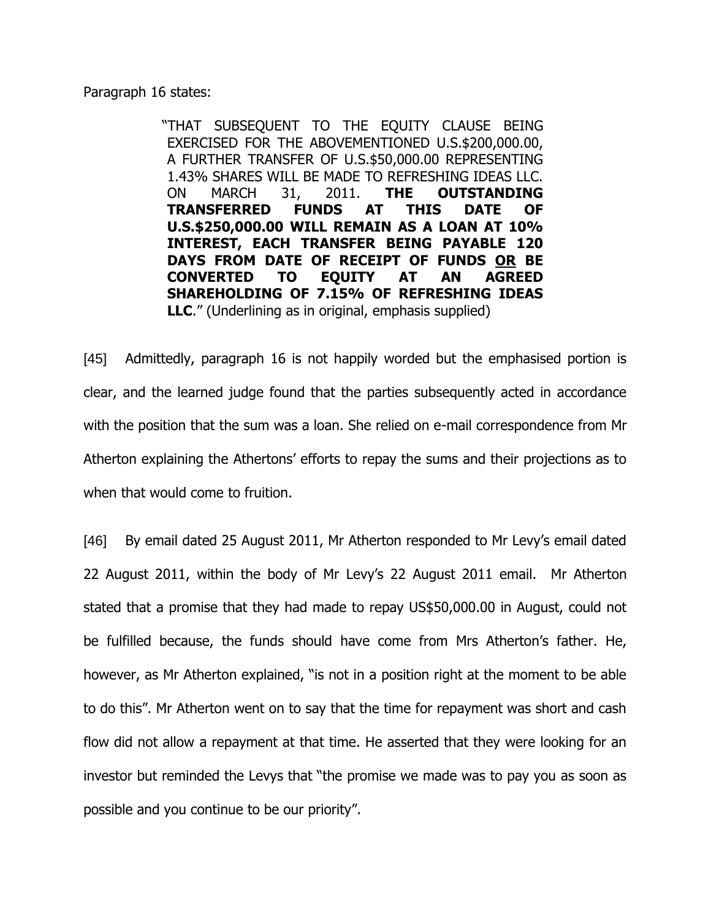Paragraph 16 states:

> "THAT SUBSEQUENT TO THE EQUITY CLAUSE BEING EXERCISED FOR THE ABOVEMENTIONED U.S.$200,000.00, A FURTHER TRANSFER OF U.S.$50,000.00 REPRESENTING 1.43% SHARES WILL BE MADE TO REFRESHING IDEAS LLC. ON MARCH 31, 2011. **THE OUTSTANDING TRANSFERRED FUNDS AT THIS DATE OF U.S.$250,000.00 WILL REMAIN AS A LOAN AT 10% INTEREST, EACH TRANSFER BEING PAYABLE 120 DAYS FROM DATE OF RECEIPT OF FUNDS <u>OR</u> BE CONVERTED TO EQUITY AT AN AGREED SHAREHOLDING OF 7.15% OF REFRESHING IDEAS LLC**." (Underlining as in original, emphasis supplied)

[45] Admittedly, paragraph 16 is not happily worded but the emphasised portion is clear, and the learned judge found that the parties subsequently acted in accordance with the position that the sum was a loan. She relied on e-mail correspondence from Mr Atherton explaining the Athertons' efforts to repay the sums and their projections as to when that would come to fruition.

[46] By email dated 25 August 2011, Mr Atherton responded to Mr Levy's email dated 22 August 2011, within the body of Mr Levy's 22 August 2011 email. Mr Atherton stated that a promise that they had made to repay US$50,000.00 in August, could not be fulfilled because, the funds should have come from Mrs Atherton's father. He, however, as Mr Atherton explained, "is not in a position right at the moment to be able to do this". Mr Atherton went on to say that the time for repayment was short and cash flow did not allow a repayment at that time. He asserted that they were looking for an investor but reminded the Levys that "the promise we made was to pay you as soon as possible and you continue to be our priority".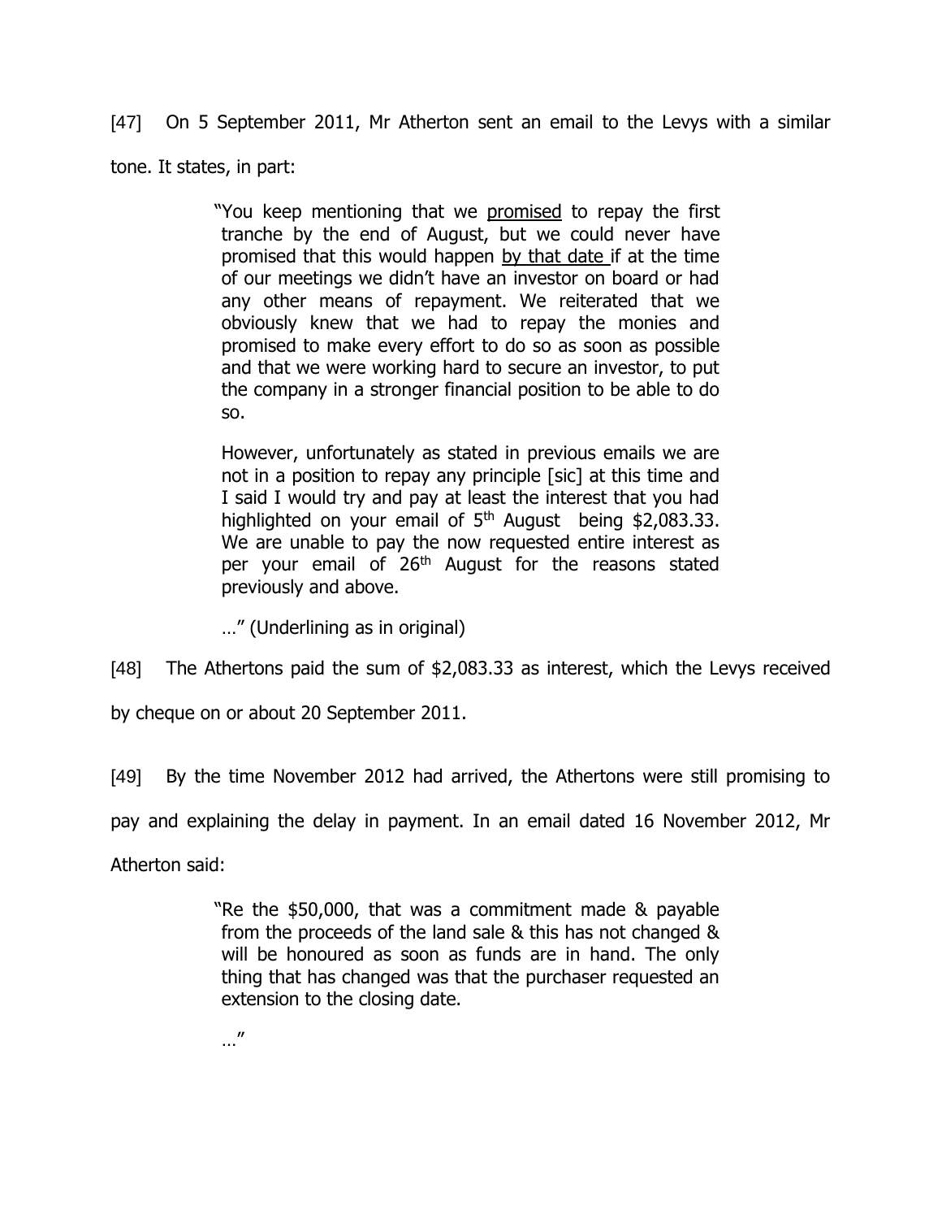[47] On 5 September 2011, Mr Atherton sent an email to the Levys with a similar tone. It states, in part:

> "You keep mentioning that we <u>promised</u> to repay the first tranche by the end of August, but we could never have promised that this would happen <u>by that date</u> if at the time of our meetings we didn't have an investor on board or had any other means of repayment. We reiterated that we obviously knew that we had to repay the monies and promised to make every effort to do so as soon as possible and that we were working hard to secure an investor, to put the company in a stronger financial position to be able to do so.
>
> However, unfortunately as stated in previous emails we are not in a position to repay any principle [sic] at this time and I said I would try and pay at least the interest that you had highlighted on your email of 5th August being $2,083.33. We are unable to pay the now requested entire interest as per your email of 26th August for the reasons stated previously and above.
>
> …" (Underlining as in original)

[48] The Athertons paid the sum of $2,083.33 as interest, which the Levys received by cheque on or about 20 September 2011.

[49] By the time November 2012 had arrived, the Athertons were still promising to pay and explaining the delay in payment. In an email dated 16 November 2012, Mr Atherton said:

> "Re the $50,000, that was a commitment made & payable from the proceeds of the land sale & this has not changed & will be honoured as soon as funds are in hand. The only thing that has changed was that the purchaser requested an extension to the closing date.
>
> …"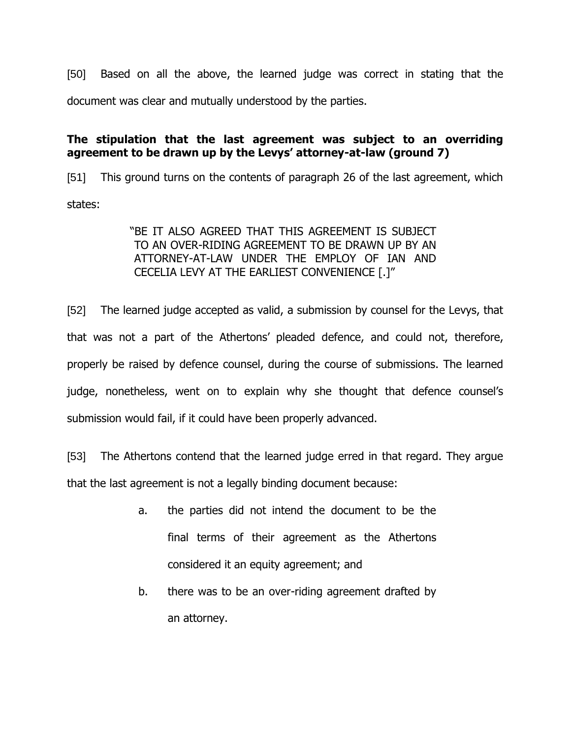[50] Based on all the above, the learned judge was correct in stating that the document was clear and mutually understood by the parties.

**The stipulation that the last agreement was subject to an overriding agreement to be drawn up by the Levys' attorney-at-law (ground 7)**

[51] This ground turns on the contents of paragraph 26 of the last agreement, which states:

> "BE IT ALSO AGREED THAT THIS AGREEMENT IS SUBJECT TO AN OVER-RIDING AGREEMENT TO BE DRAWN UP BY AN ATTORNEY-AT-LAW UNDER THE EMPLOY OF IAN AND CECELIA LEVY AT THE EARLIEST CONVENIENCE [.]"

[52] The learned judge accepted as valid, a submission by counsel for the Levys, that that was not a part of the Athertons' pleaded defence, and could not, therefore, properly be raised by defence counsel, during the course of submissions. The learned judge, nonetheless, went on to explain why she thought that defence counsel's submission would fail, if it could have been properly advanced.

[53] The Athertons contend that the learned judge erred in that regard. They argue that the last agreement is not a legally binding document because:

> a. the parties did not intend the document to be the final terms of their agreement as the Athertons considered it an equity agreement; and
>
> b. there was to be an over-riding agreement drafted by an attorney.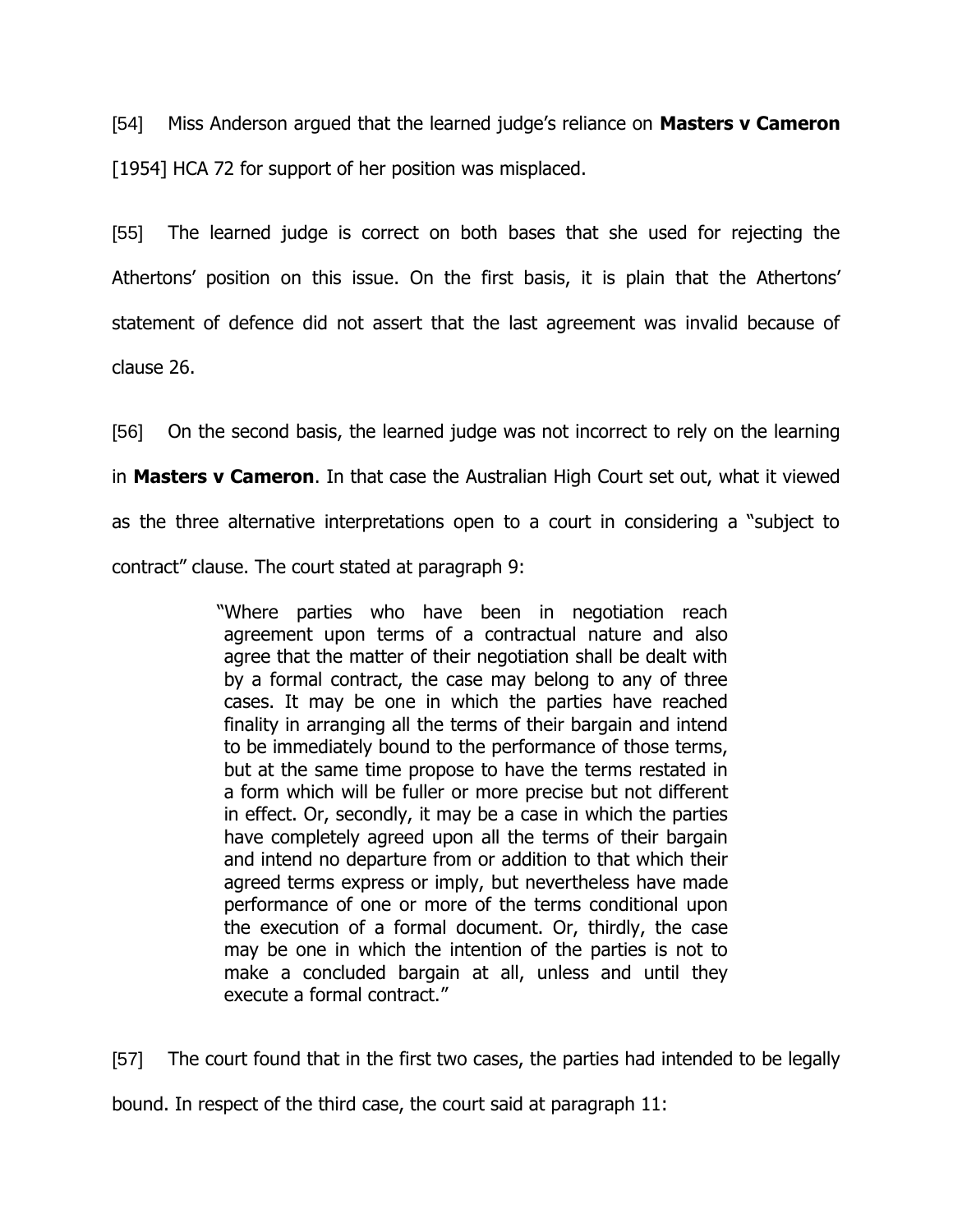[54] Miss Anderson argued that the learned judge's reliance on **Masters v Cameron** [1954] HCA 72 for support of her position was misplaced.

[55] The learned judge is correct on both bases that she used for rejecting the Athertons' position on this issue. On the first basis, it is plain that the Athertons' statement of defence did not assert that the last agreement was invalid because of clause 26.

[56] On the second basis, the learned judge was not incorrect to rely on the learning in **Masters v Cameron**. In that case the Australian High Court set out, what it viewed as the three alternative interpretations open to a court in considering a "subject to contract" clause. The court stated at paragraph 9:

> "Where parties who have been in negotiation reach agreement upon terms of a contractual nature and also agree that the matter of their negotiation shall be dealt with by a formal contract, the case may belong to any of three cases. It may be one in which the parties have reached finality in arranging all the terms of their bargain and intend to be immediately bound to the performance of those terms, but at the same time propose to have the terms restated in a form which will be fuller or more precise but not different in effect. Or, secondly, it may be a case in which the parties have completely agreed upon all the terms of their bargain and intend no departure from or addition to that which their agreed terms express or imply, but nevertheless have made performance of one or more of the terms conditional upon the execution of a formal document. Or, thirdly, the case may be one in which the intention of the parties is not to make a concluded bargain at all, unless and until they execute a formal contract."

[57] The court found that in the first two cases, the parties had intended to be legally bound. In respect of the third case, the court said at paragraph 11: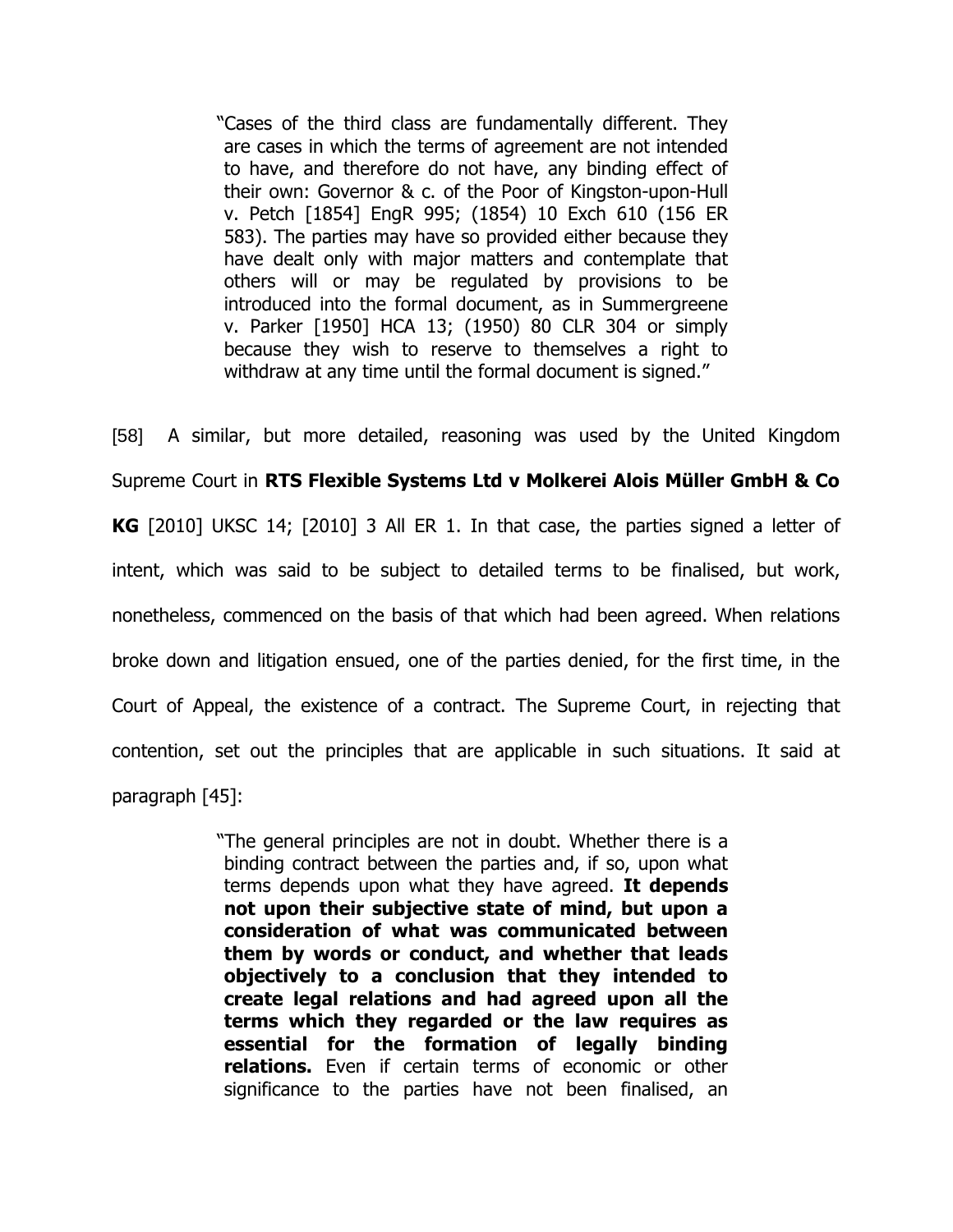> "Cases of the third class are fundamentally different. They are cases in which the terms of agreement are not intended to have, and therefore do not have, any binding effect of their own: Governor & c. of the Poor of Kingston-upon-Hull v. Petch [1854] EngR 995; (1854) 10 Exch 610 (156 ER 583). The parties may have so provided either because they have dealt only with major matters and contemplate that others will or may be regulated by provisions to be introduced into the formal document, as in Summergreene v. Parker [1950] HCA 13; (1950) 80 CLR 304 or simply because they wish to reserve to themselves a right to withdraw at any time until the formal document is signed."

[58] A similar, but more detailed, reasoning was used by the United Kingdom Supreme Court in **RTS Flexible Systems Ltd v Molkerei Alois Müller GmbH & Co KG** [2010] UKSC 14; [2010] 3 All ER 1. In that case, the parties signed a letter of intent, which was said to be subject to detailed terms to be finalised, but work, nonetheless, commenced on the basis of that which had been agreed. When relations broke down and litigation ensued, one of the parties denied, for the first time, in the Court of Appeal, the existence of a contract. The Supreme Court, in rejecting that contention, set out the principles that are applicable in such situations. It said at paragraph [45]:

> "The general principles are not in doubt. Whether there is a binding contract between the parties and, if so, upon what terms depends upon what they have agreed. **It depends not upon their subjective state of mind, but upon a consideration of what was communicated between them by words or conduct, and whether that leads objectively to a conclusion that they intended to create legal relations and had agreed upon all the terms which they regarded or the law requires as essential for the formation of legally binding relations.** Even if certain terms of economic or other significance to the parties have not been finalised, an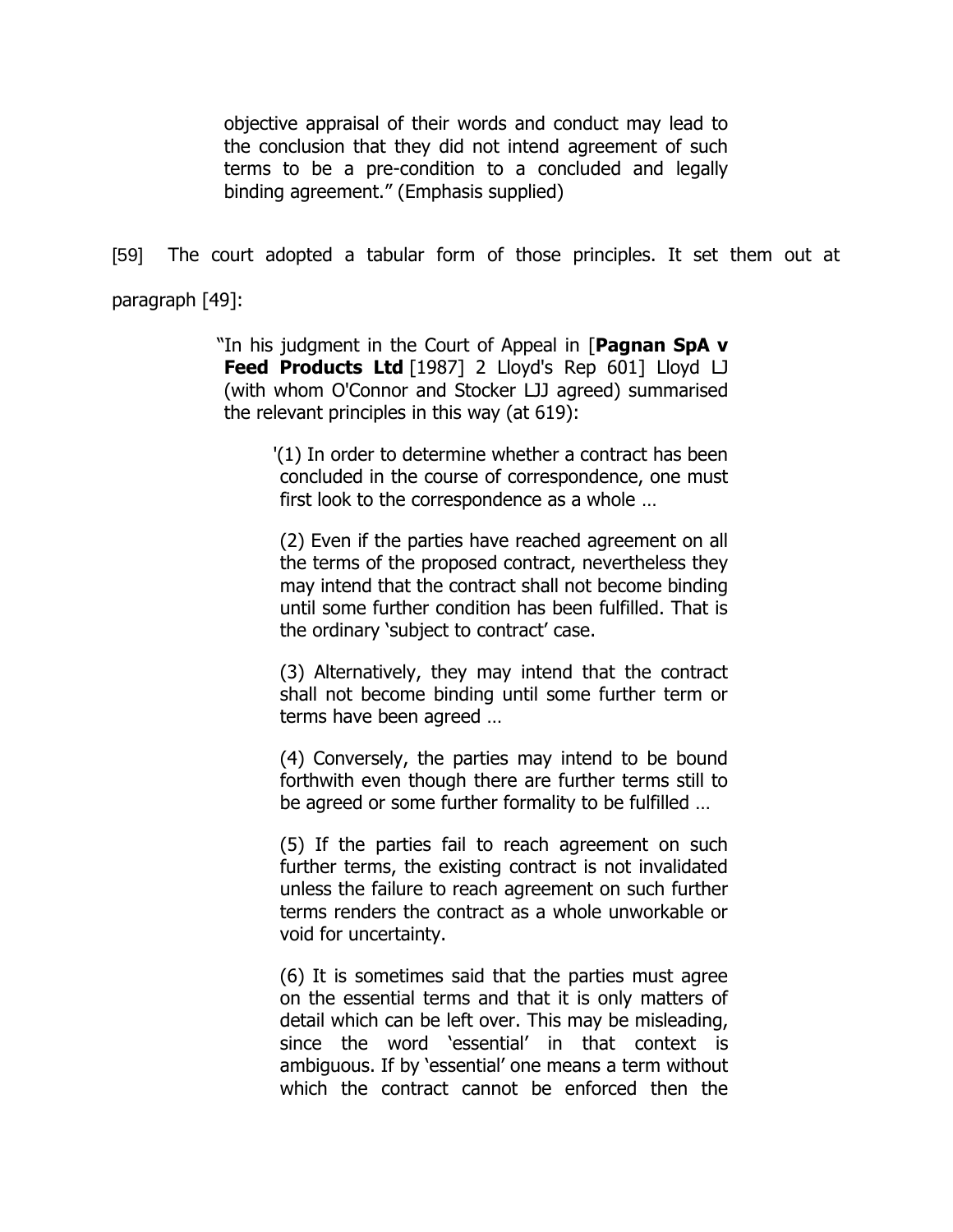> objective appraisal of their words and conduct may lead to the conclusion that they did not intend agreement of such terms to be a pre-condition to a concluded and legally binding agreement." (Emphasis supplied)

[59] The court adopted a tabular form of those principles. It set them out at paragraph [49]:

> "In his judgment in the Court of Appeal in [**Pagnan SpA v Feed Products Ltd** [1987] 2 Lloyd's Rep 601] Lloyd LJ (with whom O'Connor and Stocker LJJ agreed) summarised the relevant principles in this way (at 619):
>
> > '(1) In order to determine whether a contract has been concluded in the course of correspondence, one must first look to the correspondence as a whole …
> >
> > (2) Even if the parties have reached agreement on all the terms of the proposed contract, nevertheless they may intend that the contract shall not become binding until some further condition has been fulfilled. That is the ordinary 'subject to contract' case.
> >
> > (3) Alternatively, they may intend that the contract shall not become binding until some further term or terms have been agreed …
> >
> > (4) Conversely, the parties may intend to be bound forthwith even though there are further terms still to be agreed or some further formality to be fulfilled …
> >
> > (5) If the parties fail to reach agreement on such further terms, the existing contract is not invalidated unless the failure to reach agreement on such further terms renders the contract as a whole unworkable or void for uncertainty.
> >
> > (6) It is sometimes said that the parties must agree on the essential terms and that it is only matters of detail which can be left over. This may be misleading, since the word 'essential' in that context is ambiguous. If by 'essential' one means a term without which the contract cannot be enforced then the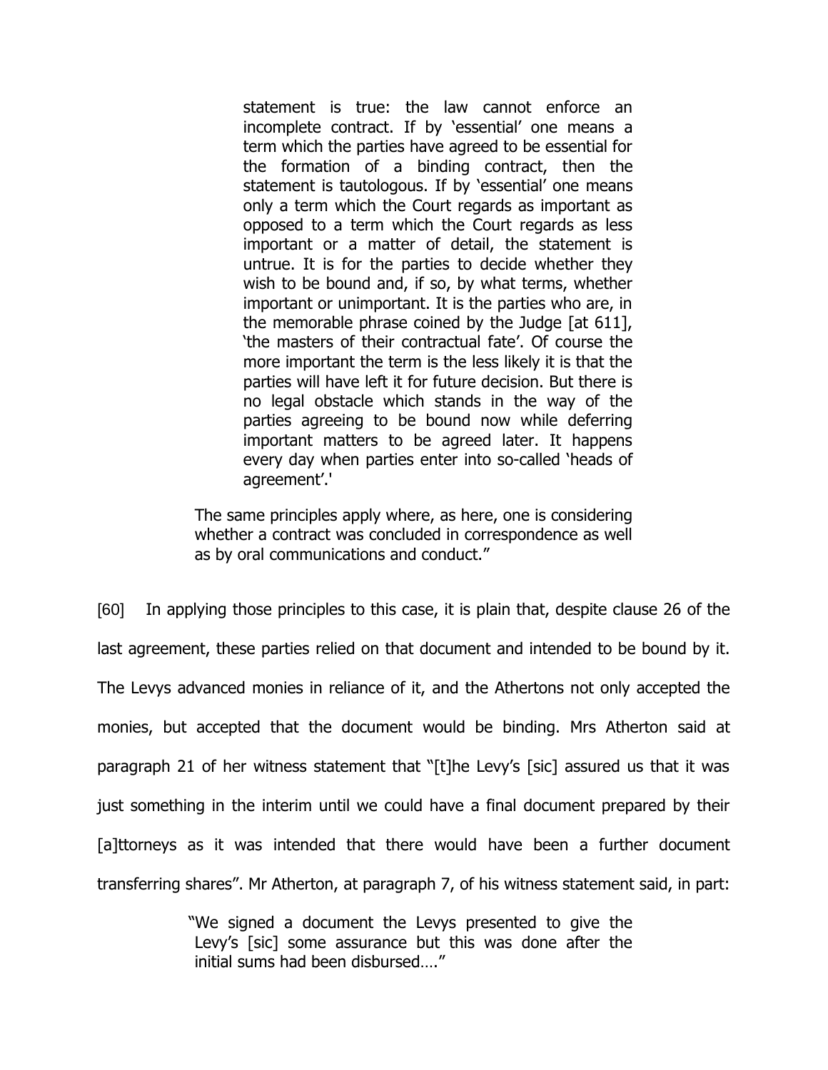> statement is true: the law cannot enforce an incomplete contract. If by 'essential' one means a term which the parties have agreed to be essential for the formation of a binding contract, then the statement is tautologous. If by 'essential' one means only a term which the Court regards as important as opposed to a term which the Court regards as less important or a matter of detail, the statement is untrue. It is for the parties to decide whether they wish to be bound and, if so, by what terms, whether important or unimportant. It is the parties who are, in the memorable phrase coined by the Judge [at 611], 'the masters of their contractual fate'. Of course the more important the term is the less likely it is that the parties will have left it for future decision. But there is no legal obstacle which stands in the way of the parties agreeing to be bound now while deferring important matters to be agreed later. It happens every day when parties enter into so-called 'heads of agreement'.'
>
> The same principles apply where, as here, one is considering whether a contract was concluded in correspondence as well as by oral communications and conduct."

[60] In applying those principles to this case, it is plain that, despite clause 26 of the last agreement, these parties relied on that document and intended to be bound by it. The Levys advanced monies in reliance of it, and the Athertons not only accepted the monies, but accepted that the document would be binding. Mrs Atherton said at paragraph 21 of her witness statement that "[t]he Levy's [sic] assured us that it was just something in the interim until we could have a final document prepared by their [a]ttorneys as it was intended that there would have been a further document transferring shares". Mr Atherton, at paragraph 7, of his witness statement said, in part:

> "We signed a document the Levys presented to give the Levy's [sic] some assurance but this was done after the initial sums had been disbursed…."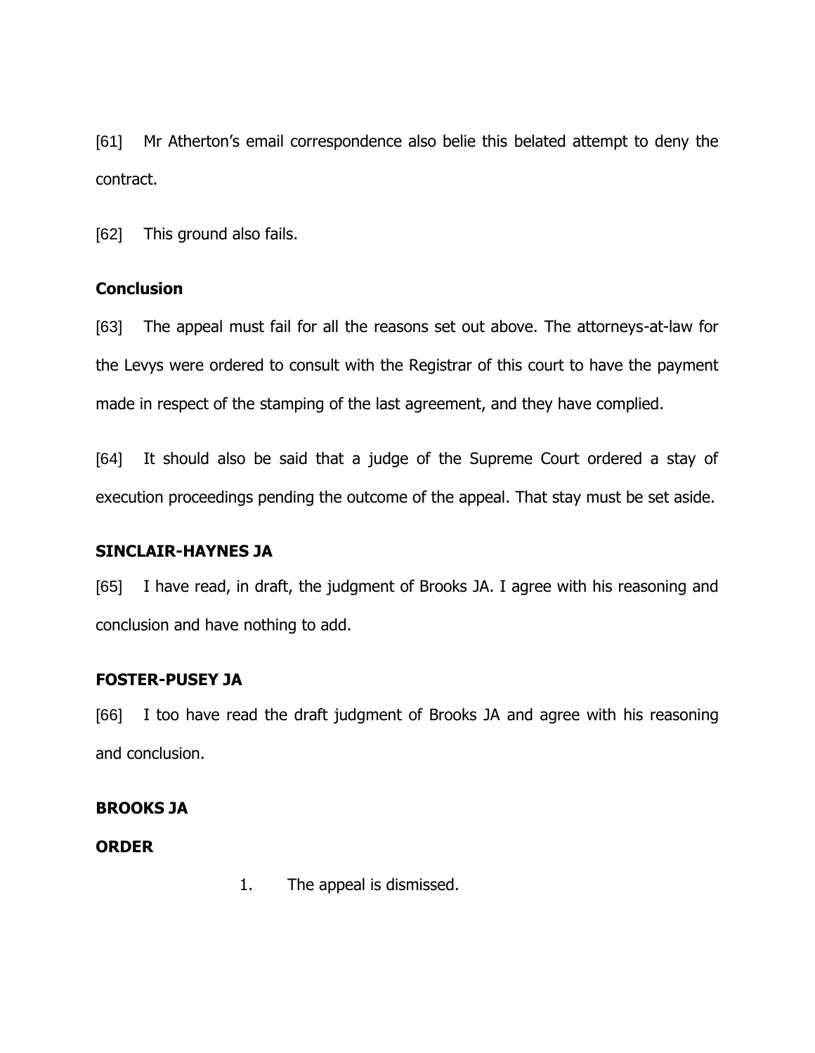[61] Mr Atherton's email correspondence also belie this belated attempt to deny the contract.

[62] This ground also fails.

## Conclusion

[63] The appeal must fail for all the reasons set out above. The attorneys-at-law for the Levys were ordered to consult with the Registrar of this court to have the payment made in respect of the stamping of the last agreement, and they have complied.

[64] It should also be said that a judge of the Supreme Court ordered a stay of execution proceedings pending the outcome of the appeal. That stay must be set aside.

## SINCLAIR-HAYNES JA

[65] I have read, in draft, the judgment of Brooks JA. I agree with his reasoning and conclusion and have nothing to add.

## FOSTER-PUSEY JA

[66] I too have read the draft judgment of Brooks JA and agree with his reasoning and conclusion.

## BROOKS JA

## ORDER

1. The appeal is dismissed.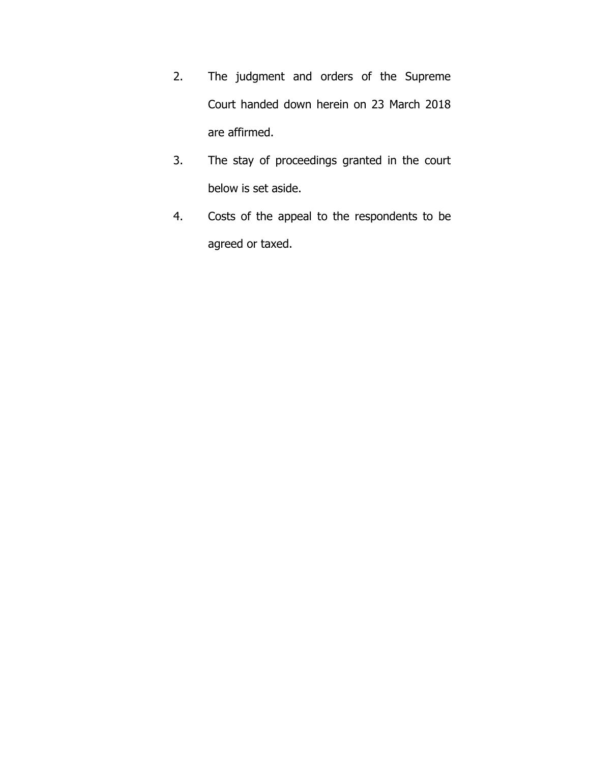2. The judgment and orders of the Supreme Court handed down herein on 23 March 2018 are affirmed.
3. The stay of proceedings granted in the court below is set aside.
4. Costs of the appeal to the respondents to be agreed or taxed.